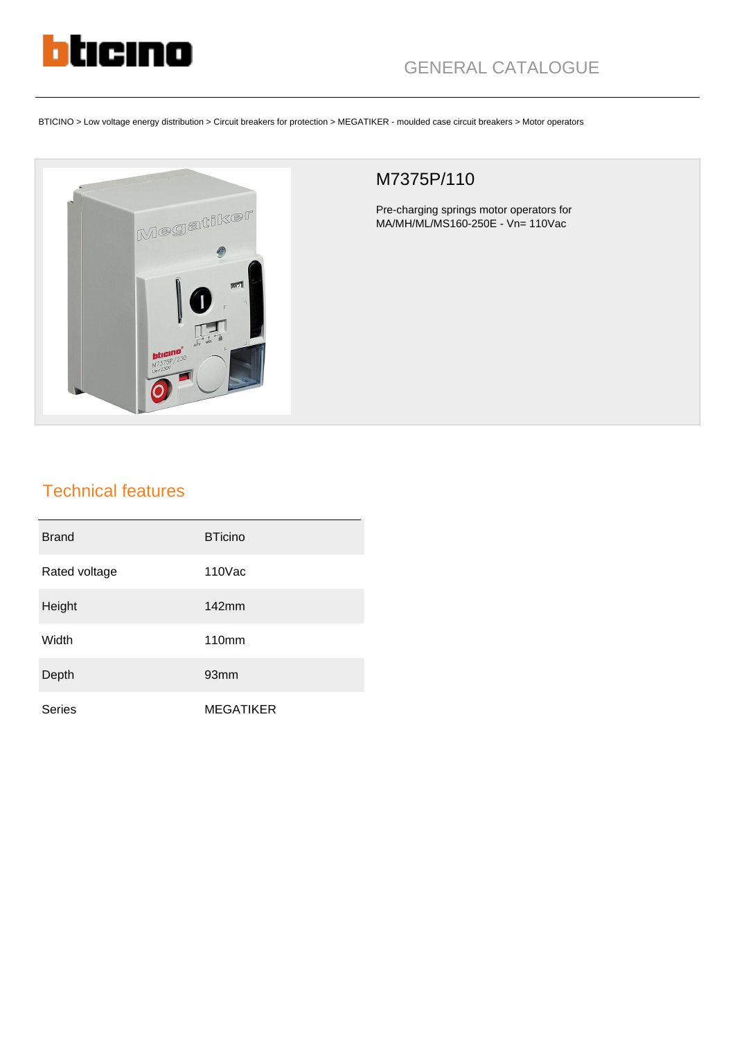GENERAL CATALOGUE

BTICINO > Low voltage energy distribution > Circuit breakers for protection > MEGATIKER - moulded case circuit breakers > Motor operators

# M7375P/110

Pre-charging springs motor operators for MA/MH/ML/MS160-250E - Vn= 110Vac

## Technical features

| | |
|---|---|
| Brand | BTicino |
| Rated voltage | 110Vac |
| Height | 142mm |
| Width | 110mm |
| Depth | 93mm |
| Series | MEGATIKER |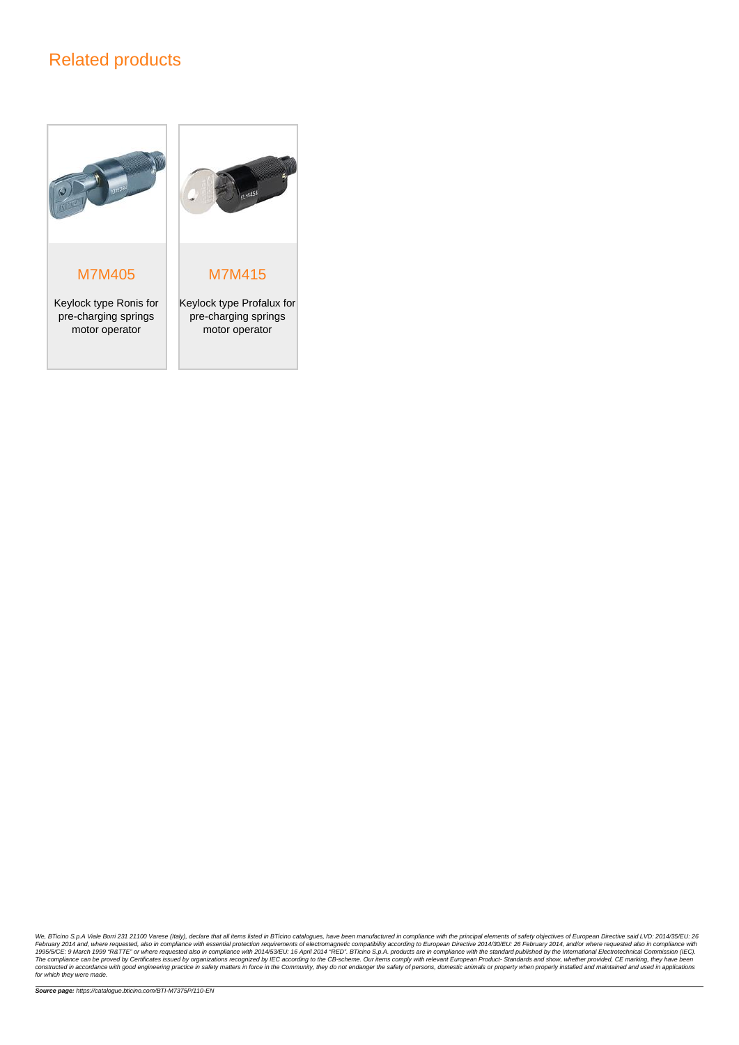## Related products

### M7M405

Keylock type Ronis for pre-charging springs motor operator

### M7M415

Keylock type Profalux for pre-charging springs motor operator

*We, BTicino S.p.A Viale Borri 231 21100 Varese (Italy), declare that all items listed in BTicino catalogues, have been manufactured in compliance with the principal elements of safety objectives of European Directive said LVD: 2014/35/EU: 26 February 2014 and, where requested, also in compliance with essential protection requirements of electromagnetic compatibility according to European Directive 2014/30/EU: 26 February 2014, and/or where requested also in compliance with 1995/5/CE: 9 March 1999 "R&TTE" or where requested also in compliance with 2014/53/EU: 16 April 2014 "RED". BTicino S.p.A. products are in compliance with the standard published by the International Electrotechnical Commission (IEC). The compliance can be proved by Certificates issued by organizations recognized by IEC according to the CB-scheme. Our items comply with relevant European Product- Standards and show, whether provided, CE marking, they have been constructed in accordance with good engineering practice in safety matters in force in the Community, they do not endanger the safety of persons, domestic animals or property when properly installed and maintained and used in applications for which they were made.*

**Source page:** https://catalogue.bticino.com/BTI-M7375P/110-EN